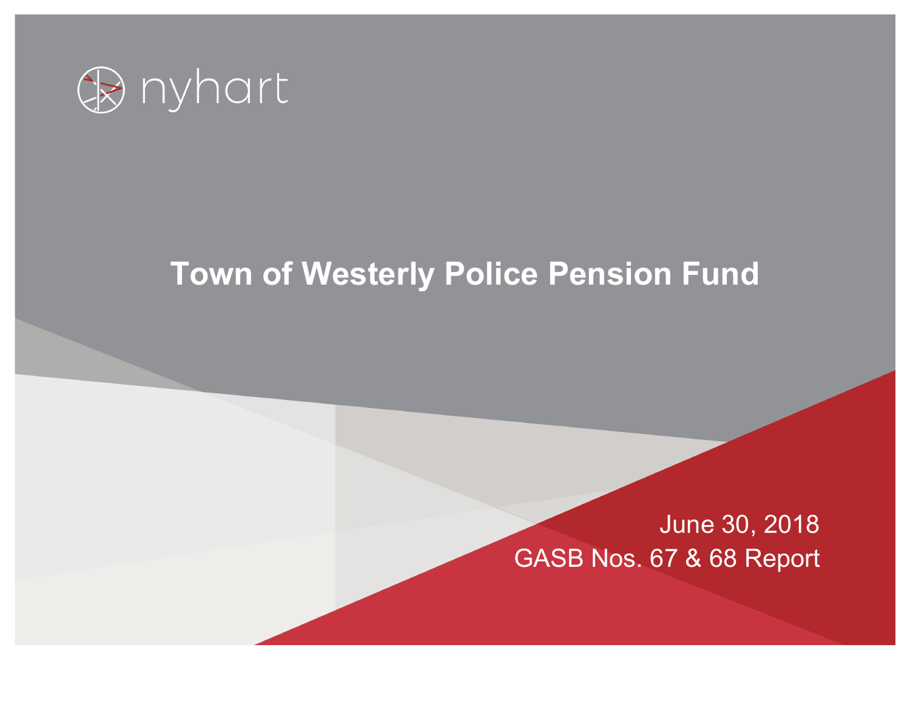nyhart

# Town of Westerly Police Pension Fund

June 30, 2018

GASB Nos. 67 & 68 Report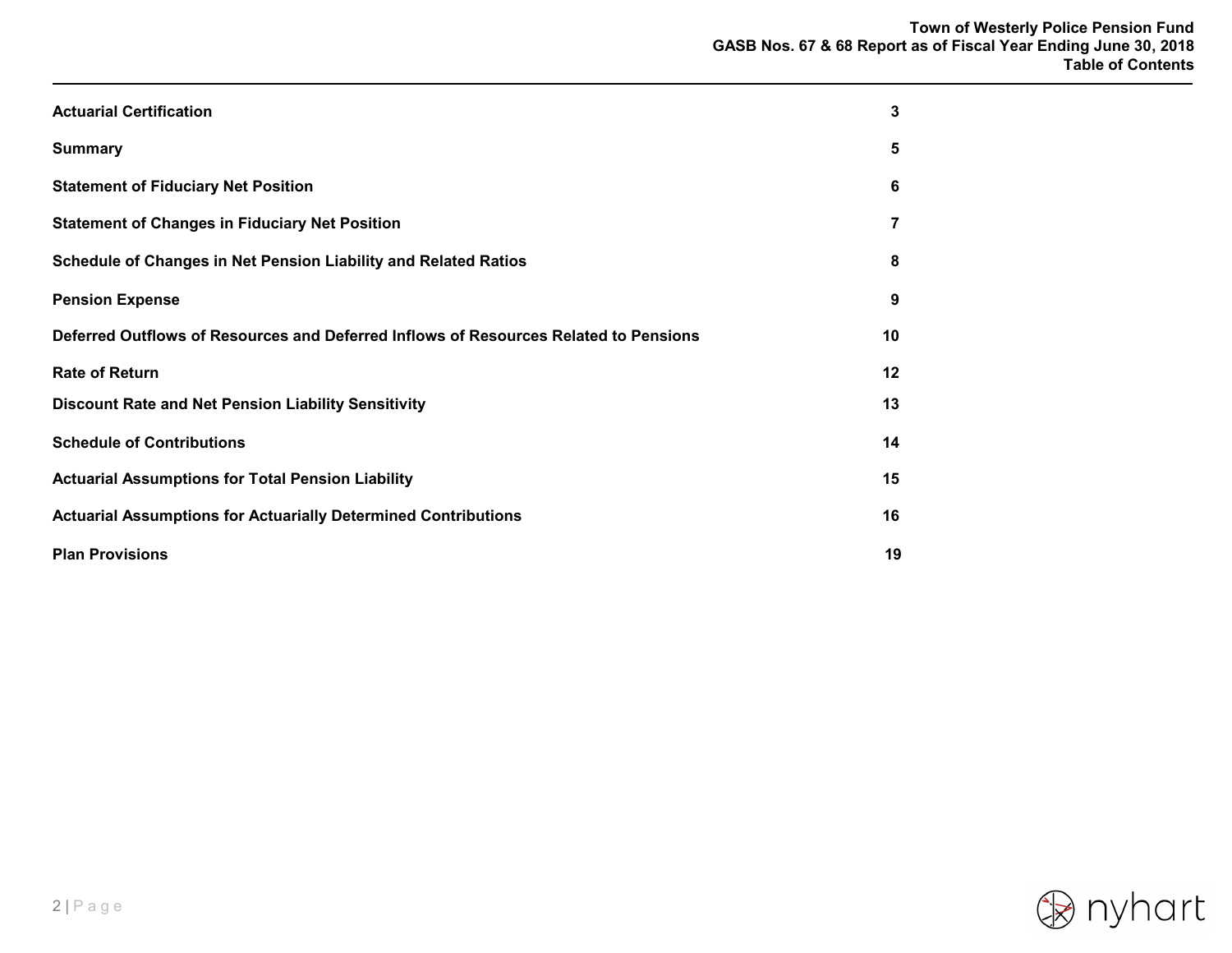# Table of Contents

| | |
|---|---|
| **Actuarial Certification** | **3** |
| **Summary** | **5** |
| **Statement of Fiduciary Net Position** | **6** |
| **Statement of Changes in Fiduciary Net Position** | **7** |
| **Schedule of Changes in Net Pension Liability and Related Ratios** | **8** |
| **Pension Expense** | **9** |
| **Deferred Outflows of Resources and Deferred Inflows of Resources Related to Pensions** | **10** |
| **Rate of Return** | **12** |
| **Discount Rate and Net Pension Liability Sensitivity** | **13** |
| **Schedule of Contributions** | **14** |
| **Actuarial Assumptions for Total Pension Liability** | **15** |
| **Actuarial Assumptions for Actuarially Determined Contributions** | **16** |
| **Plan Provisions** | **19** |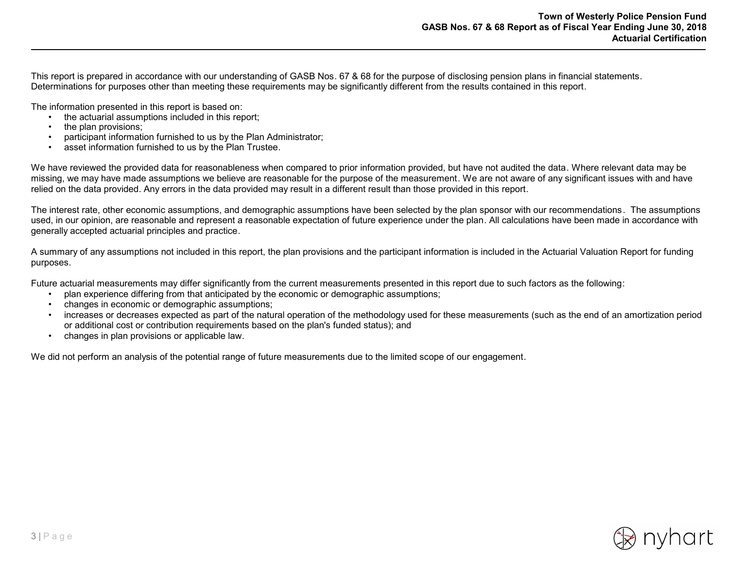This report is prepared in accordance with our understanding of GASB Nos. 67 & 68 for the purpose of disclosing pension plans in financial statements. Determinations for purposes other than meeting these requirements may be significantly different from the results contained in this report.

The information presented in this report is based on:

- the actuarial assumptions included in this report;
- the plan provisions;
- participant information furnished to us by the Plan Administrator;
- asset information furnished to us by the Plan Trustee.

We have reviewed the provided data for reasonableness when compared to prior information provided, but have not audited the data. Where relevant data may be missing, we may have made assumptions we believe are reasonable for the purpose of the measurement. We are not aware of any significant issues with and have relied on the data provided. Any errors in the data provided may result in a different result than those provided in this report.

The interest rate, other economic assumptions, and demographic assumptions have been selected by the plan sponsor with our recommendations. The assumptions used, in our opinion, are reasonable and represent a reasonable expectation of future experience under the plan. All calculations have been made in accordance with generally accepted actuarial principles and practice.

A summary of any assumptions not included in this report, the plan provisions and the participant information is included in the Actuarial Valuation Report for funding purposes.

Future actuarial measurements may differ significantly from the current measurements presented in this report due to such factors as the following:

- plan experience differing from that anticipated by the economic or demographic assumptions;
- changes in economic or demographic assumptions;
- increases or decreases expected as part of the natural operation of the methodology used for these measurements (such as the end of an amortization period or additional cost or contribution requirements based on the plan's funded status); and
- changes in plan provisions or applicable law.

We did not perform an analysis of the potential range of future measurements due to the limited scope of our engagement.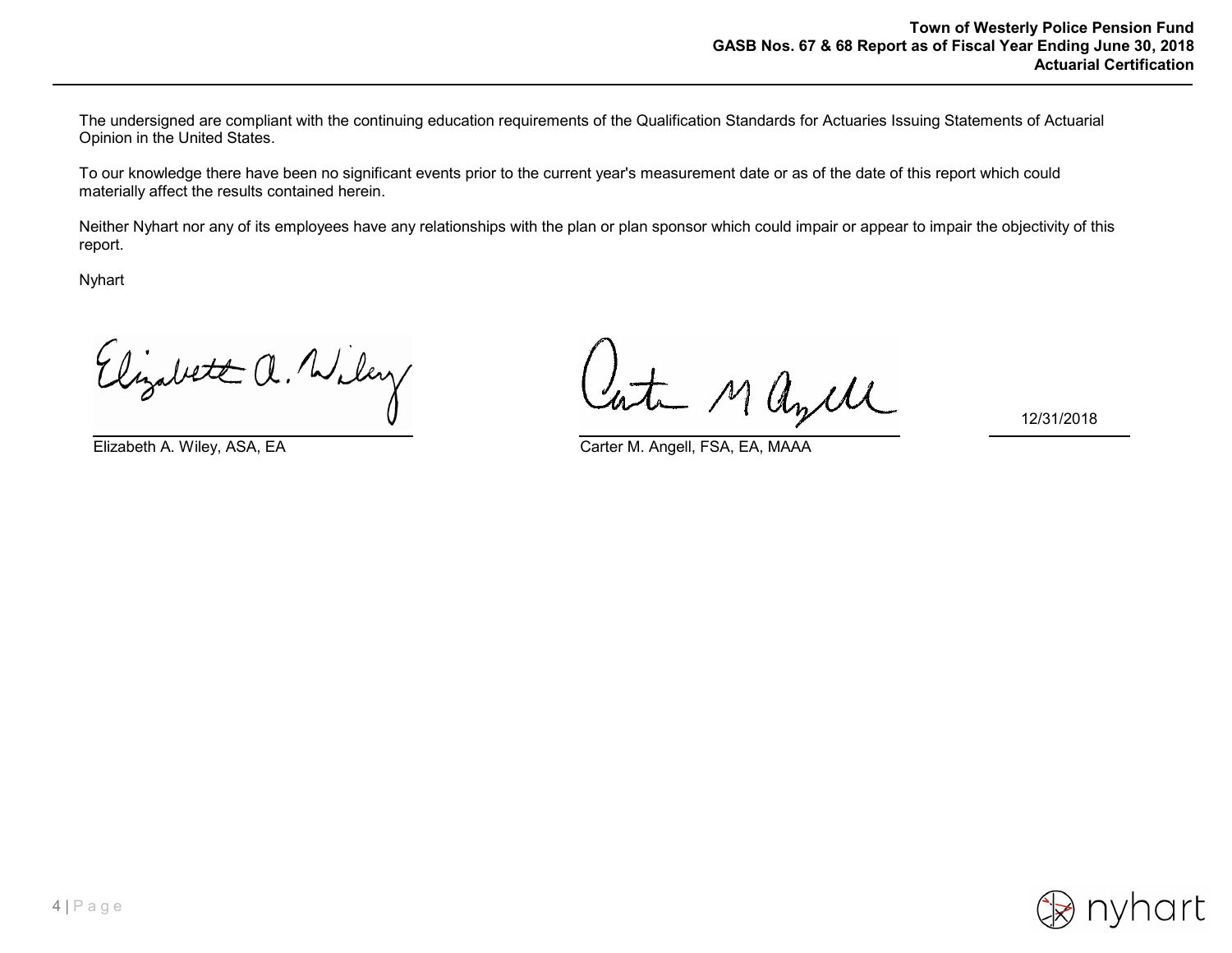The undersigned are compliant with the continuing education requirements of the Qualification Standards for Actuaries Issuing Statements of Actuarial Opinion in the United States.

To our knowledge there have been no significant events prior to the current year's measurement date or as of the date of this report which could materially affect the results contained herein.

Neither Nyhart nor any of its employees have any relationships with the plan or plan sponsor which could impair or appear to impair the objectivity of this report.

Nyhart

| Elizabeth A. Wiley, ASA, EA | Carter M. Angell, FSA, EA, MAAA | 12/31/2018 |
| --- | --- | --- |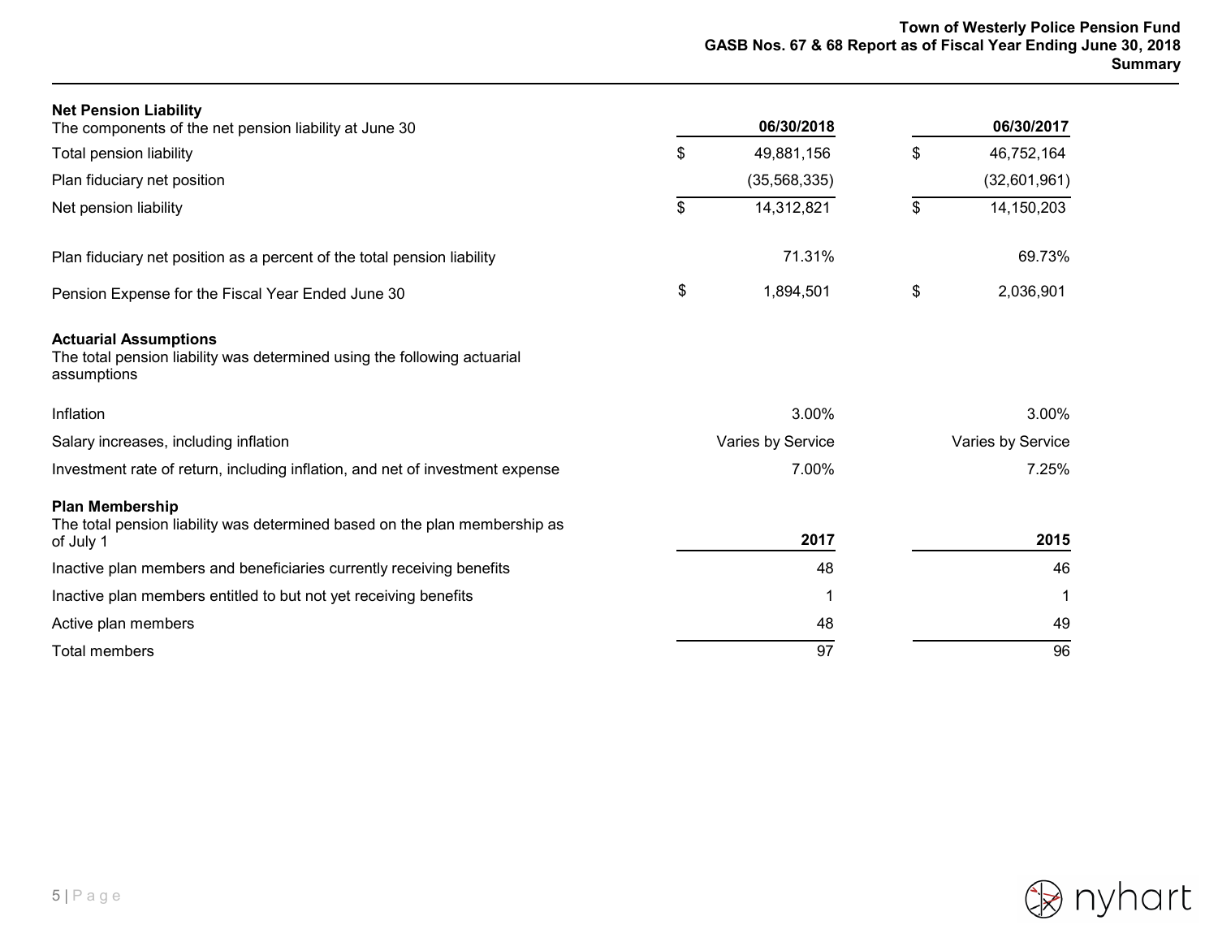## Summary

### Net Pension Liability

| The components of the net pension liability at June 30 | 06/30/2018 | 06/30/2017 |
|---|---|---|
| Total pension liability | $ 49,881,156 | $ 46,752,164 |
| Plan fiduciary net position | (35,568,335) | (32,601,961) |
| Net pension liability | $ 14,312,821 | $ 14,150,203 |
| Plan fiduciary net position as a percent of the total pension liability | 71.31% | 69.73% |
| Pension Expense for the Fiscal Year Ended June 30 | $ 1,894,501 | $ 2,036,901 |

### Actuarial Assumptions

The total pension liability was determined using the following actuarial assumptions

| | 06/30/2018 | 06/30/2017 |
|---|---|---|
| Inflation | 3.00% | 3.00% |
| Salary increases, including inflation | Varies by Service | Varies by Service |
| Investment rate of return, including inflation, and net of investment expense | 7.00% | 7.25% |

### Plan Membership

| The total pension liability was determined based on the plan membership as of July 1 | 2017 | 2015 |
|---|---|---|
| Inactive plan members and beneficiaries currently receiving benefits | 48 | 46 |
| Inactive plan members entitled to but not yet receiving benefits | 1 | 1 |
| Active plan members | 48 | 49 |
| Total members | 97 | 96 |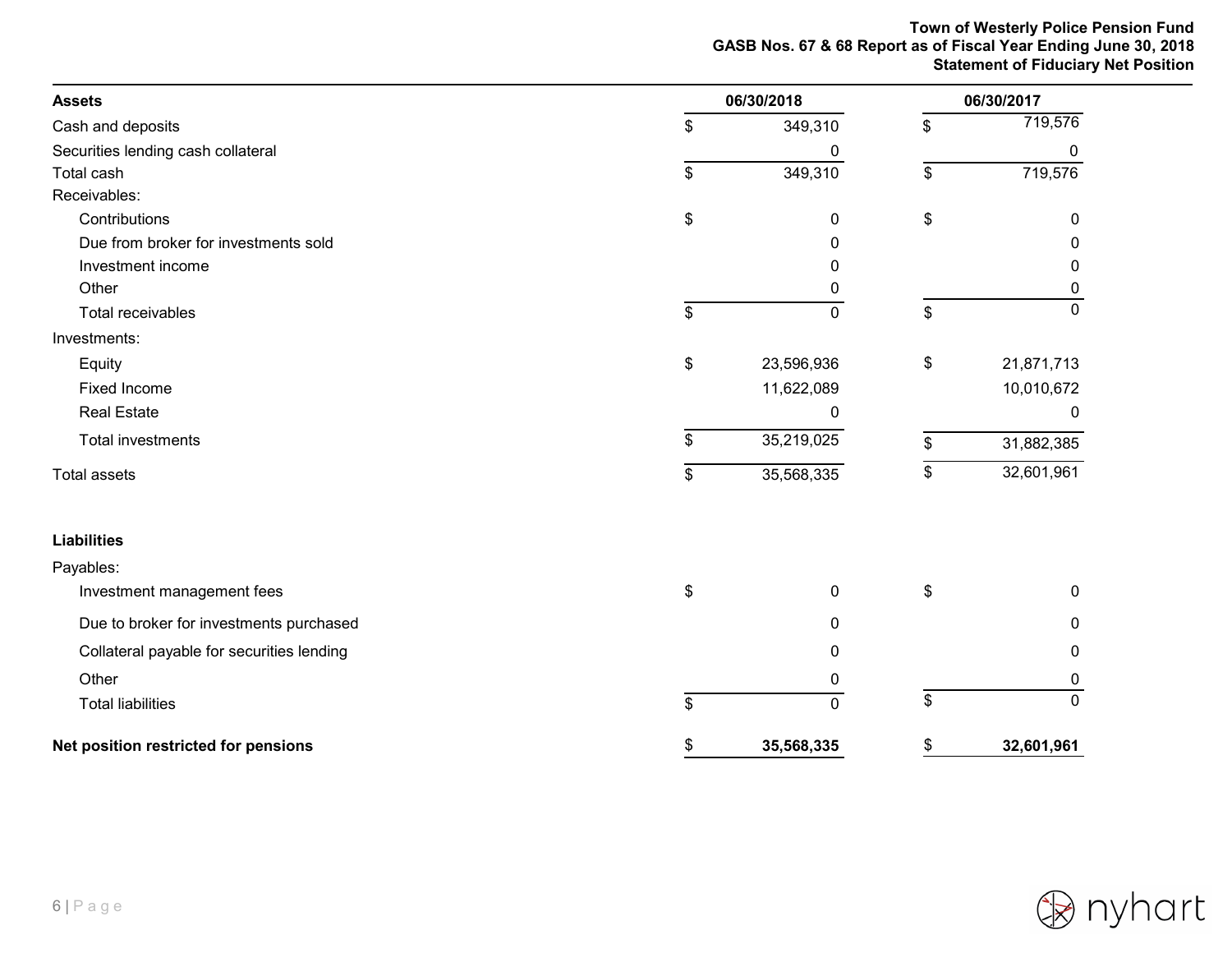# Town of Westerly Police Pension Fund
## GASB Nos. 67 & 68 Report as of Fiscal Year Ending June 30, 2018
### Statement of Fiduciary Net Position

| **Assets** | 06/30/2018 | 06/30/2017 |
|---|---|---|
| Cash and deposits | $ 349,310 | $ 719,576 |
| Securities lending cash collateral | 0 | 0 |
| Total cash | $ 349,310 | $ 719,576 |
| Receivables: | | |
| Contributions | $ 0 | $ 0 |
| Due from broker for investments sold | 0 | 0 |
| Investment income | 0 | 0 |
| Other | 0 | 0 |
| Total receivables | $ 0 | $ 0 |
| Investments: | | |
| Equity | $ 23,596,936 | $ 21,871,713 |
| Fixed Income | 11,622,089 | 10,010,672 |
| Real Estate | 0 | 0 |
| Total investments | $ 35,219,025 | $ 31,882,385 |
| Total assets | $ 35,568,335 | $ 32,601,961 |
| | | |
| **Liabilities** | | |
| Payables: | | |
| Investment management fees | $ 0 | $ 0 |
| Due to broker for investments purchased | 0 | 0 |
| Collateral payable for securities lending | 0 | 0 |
| Other | 0 | 0 |
| Total liabilities | $ 0 | $ 0 |
| | | |
| **Net position restricted for pensions** | **$ 35,568,335** | **$ 32,601,961** |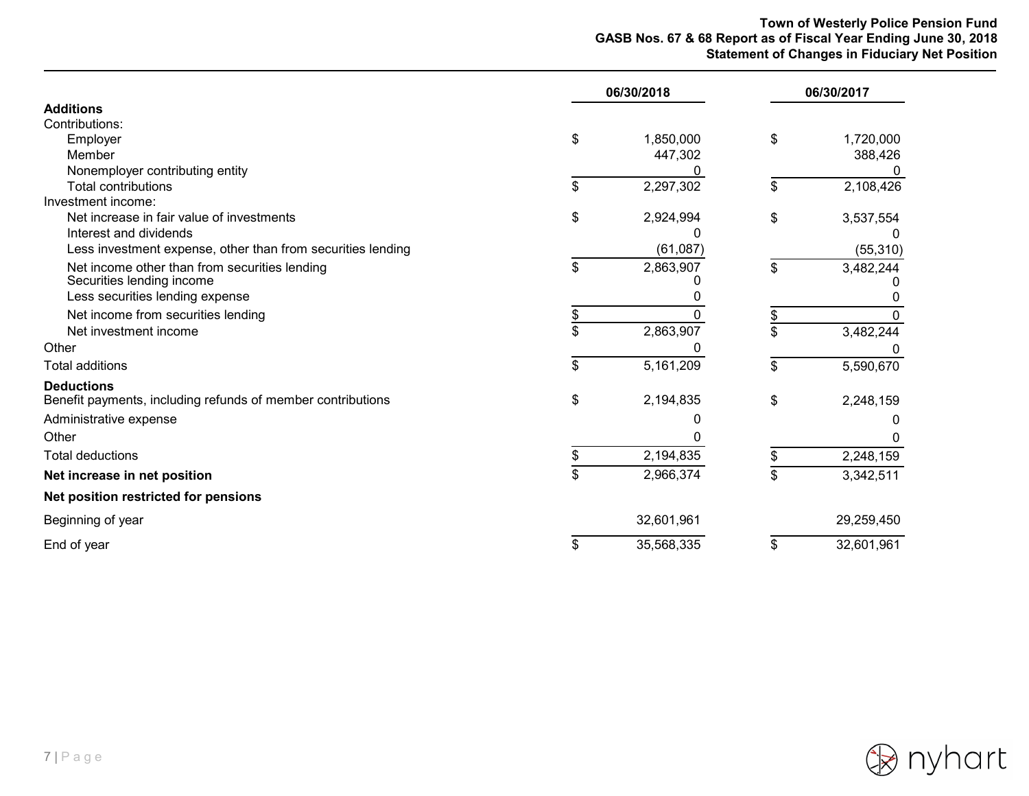**Town of Westerly Police Pension Fund**
**GASB Nos. 67 & 68 Report as of Fiscal Year Ending June 30, 2018**
**Statement of Changes in Fiduciary Net Position**

| | 06/30/2018 | 06/30/2017 |
|---|---|---|
| **Additions** | | |
| Contributions: | | |
| Employer | $ 1,850,000 | $ 1,720,000 |
| Member | 447,302 | 388,426 |
| Nonemployer contributing entity | 0 | 0 |
| Total contributions | $ 2,297,302 | $ 2,108,426 |
| Investment income: | | |
| Net increase in fair value of investments | $ 2,924,994 | $ 3,537,554 |
| Interest and dividends | 0 | 0 |
| Less investment expense, other than from securities lending | (61,087) | (55,310) |
| Net income other than from securities lending | $ 2,863,907 | $ 3,482,244 |
| Securities lending income | 0 | 0 |
| Less securities lending expense | 0 | 0 |
| Net income from securities lending | $ 0 | $ 0 |
| Net investment income | $ 2,863,907 | $ 3,482,244 |
| Other | 0 | 0 |
| Total additions | $ 5,161,209 | $ 5,590,670 |
| **Deductions** | | |
| Benefit payments, including refunds of member contributions | $ 2,194,835 | $ 2,248,159 |
| Administrative expense | 0 | 0 |
| Other | 0 | 0 |
| Total deductions | $ 2,194,835 | $ 2,248,159 |
| **Net increase in net position** | $ 2,966,374 | $ 3,342,511 |
| **Net position restricted for pensions** | | |
| Beginning of year | 32,601,961 | 29,259,450 |
| End of year | $ 35,568,335 | $ 32,601,961 |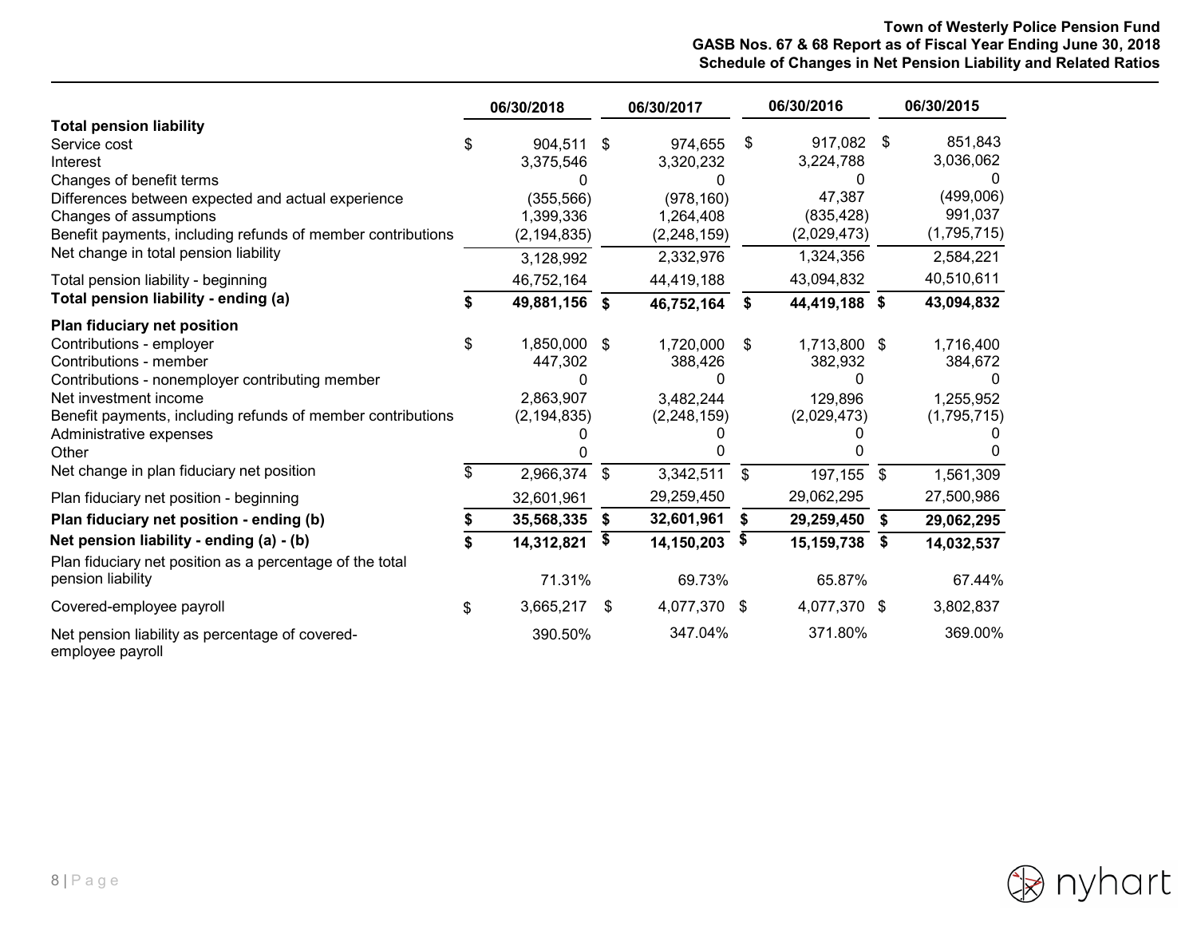**Town of Westerly Police Pension Fund**
**GASB Nos. 67 & 68 Report as of Fiscal Year Ending June 30, 2018**
**Schedule of Changes in Net Pension Liability and Related Ratios**

| | 06/30/2018 | 06/30/2017 | 06/30/2016 | 06/30/2015 |
|---|---|---|---|---|
| **Total pension liability** | | | | |
| Service cost | $ 904,511 | $ 974,655 | $ 917,082 | $ 851,843 |
| Interest | 3,375,546 | 3,320,232 | 3,224,788 | 3,036,062 |
| Changes of benefit terms | 0 | 0 | 0 | 0 |
| Differences between expected and actual experience | (355,566) | (978,160) | 47,387 | (499,006) |
| Changes of assumptions | 1,399,336 | 1,264,408 | (835,428) | 991,037 |
| Benefit payments, including refunds of member contributions | (2,194,835) | (2,248,159) | (2,029,473) | (1,795,715) |
| Net change in total pension liability | 3,128,992 | 2,332,976 | 1,324,356 | 2,584,221 |
| Total pension liability - beginning | 46,752,164 | 44,419,188 | 43,094,832 | 40,510,611 |
| **Total pension liability - ending (a)** | **$ 49,881,156** | **$ 46,752,164** | **$ 44,419,188** | **$ 43,094,832** |
| **Plan fiduciary net position** | | | | |
| Contributions - employer | $ 1,850,000 | $ 1,720,000 | $ 1,713,800 | $ 1,716,400 |
| Contributions - member | 447,302 | 388,426 | 382,932 | 384,672 |
| Contributions - nonemployer contributing member | 0 | 0 | 0 | 0 |
| Net investment income | 2,863,907 | 3,482,244 | 129,896 | 1,255,952 |
| Benefit payments, including refunds of member contributions | (2,194,835) | (2,248,159) | (2,029,473) | (1,795,715) |
| Administrative expenses | 0 | 0 | 0 | 0 |
| Other | 0 | 0 | 0 | 0 |
| Net change in plan fiduciary net position | $ 2,966,374 | $ 3,342,511 | $ 197,155 | $ 1,561,309 |
| Plan fiduciary net position - beginning | 32,601,961 | 29,259,450 | 29,062,295 | 27,500,986 |
| **Plan fiduciary net position - ending (b)** | **$ 35,568,335** | **$ 32,601,961** | **$ 29,259,450** | **$ 29,062,295** |
| **Net pension liability - ending (a) - (b)** | **$ 14,312,821** | **$ 14,150,203** | **$ 15,159,738** | **$ 14,032,537** |
| Plan fiduciary net position as a percentage of the total pension liability | 71.31% | 69.73% | 65.87% | 67.44% |
| Covered-employee payroll | $ 3,665,217 | $ 4,077,370 | $ 4,077,370 | $ 3,802,837 |
| Net pension liability as percentage of covered-employee payroll | 390.50% | 347.04% | 371.80% | 369.00% |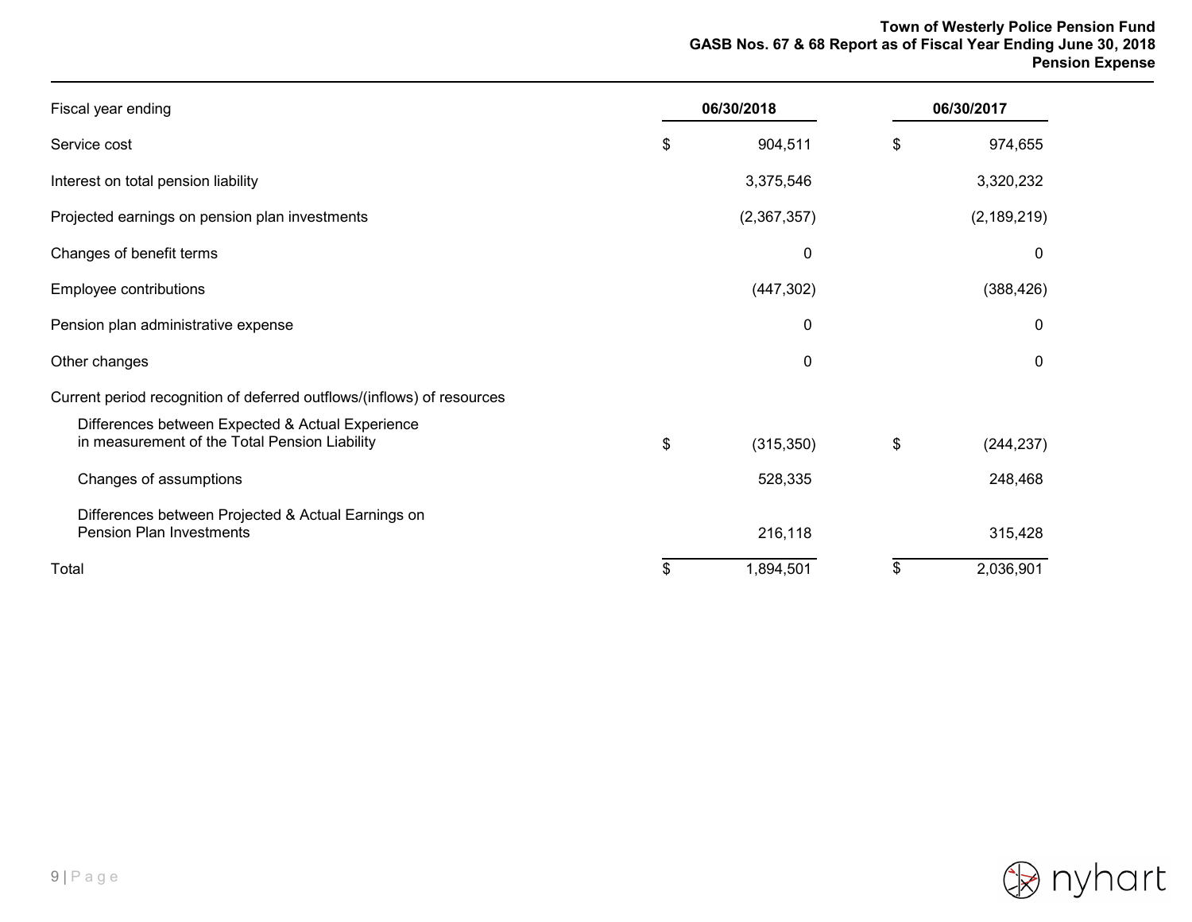| Fiscal year ending | 06/30/2018 | 06/30/2017 |
| --- | --- | --- |
| Service cost | $ 904,511 | $ 974,655 |
| Interest on total pension liability | 3,375,546 | 3,320,232 |
| Projected earnings on pension plan investments | (2,367,357) | (2,189,219) |
| Changes of benefit terms | 0 | 0 |
| Employee contributions | (447,302) | (388,426) |
| Pension plan administrative expense | 0 | 0 |
| Other changes | 0 | 0 |
| Current period recognition of deferred outflows/(inflows) of resources | | |
| Differences between Expected & Actual Experience in measurement of the Total Pension Liability | $ (315,350) | $ (244,237) |
| Changes of assumptions | 528,335 | 248,468 |
| Differences between Projected & Actual Earnings on Pension Plan Investments | 216,118 | 315,428 |
| Total | $ 1,894,501 | $ 2,036,901 |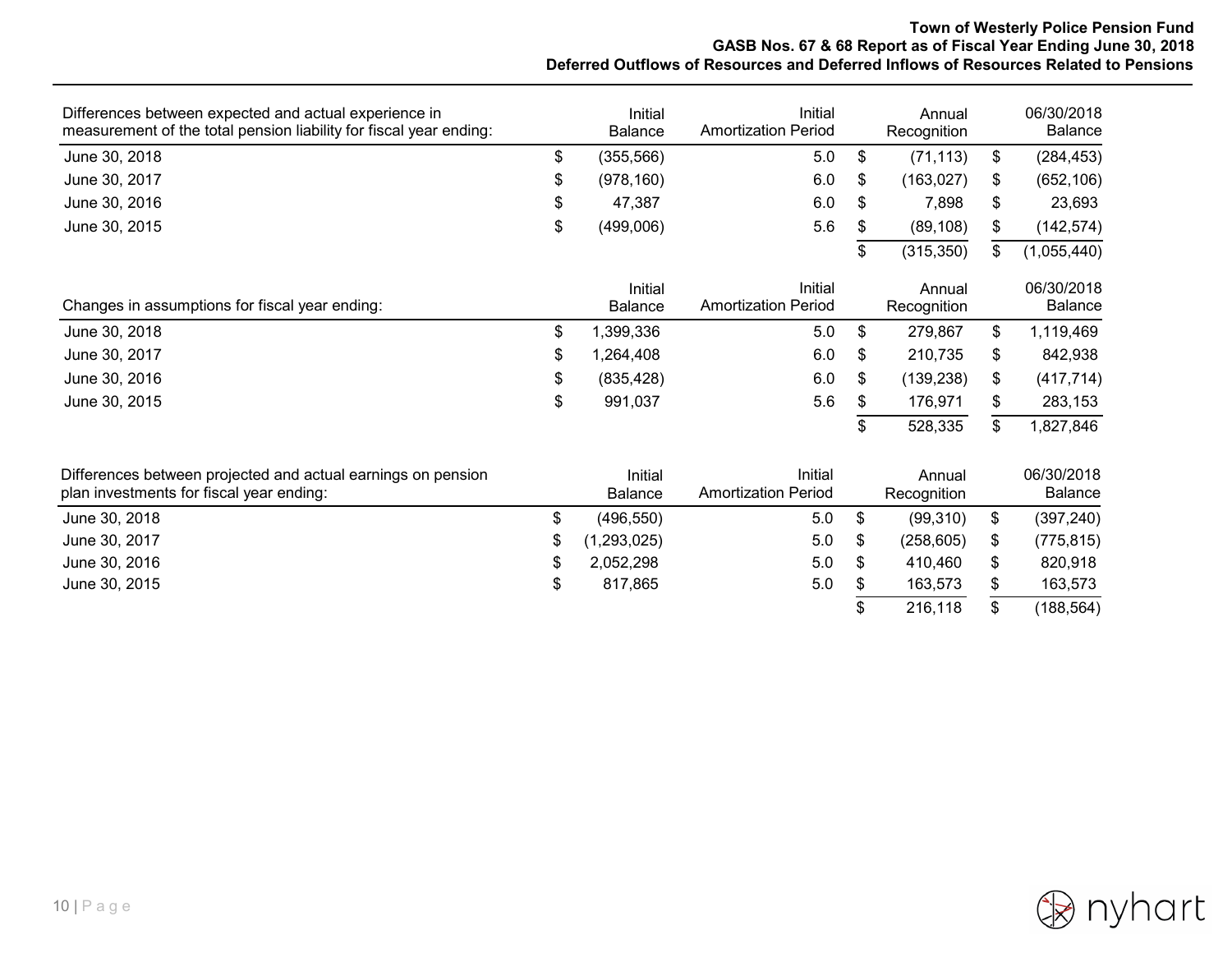# Town of Westerly Police Pension Fund
## GASB Nos. 67 & 68 Report as of Fiscal Year Ending June 30, 2018
## Deferred Outflows of Resources and Deferred Inflows of Resources Related to Pensions

| Differences between expected and actual experience in measurement of the total pension liability for fiscal year ending: | Initial Balance | Initial Amortization Period | Annual Recognition | 06/30/2018 Balance |
|---|---|---|---|---|
| June 30, 2018 | $ (355,566) | 5.0 | $ (71,113) | $ (284,453) |
| June 30, 2017 | $ (978,160) | 6.0 | $ (163,027) | $ (652,106) |
| June 30, 2016 | $ 47,387 | 6.0 | $ 7,898 | $ 23,693 |
| June 30, 2015 | $ (499,006) | 5.6 | $ (89,108) | $ (142,574) |
| | | | $ (315,350) | $ (1,055,440) |

| Changes in assumptions for fiscal year ending: | Initial Balance | Initial Amortization Period | Annual Recognition | 06/30/2018 Balance |
|---|---|---|---|---|
| June 30, 2018 | $ 1,399,336 | 5.0 | $ 279,867 | $ 1,119,469 |
| June 30, 2017 | $ 1,264,408 | 6.0 | $ 210,735 | $ 842,938 |
| June 30, 2016 | $ (835,428) | 6.0 | $ (139,238) | $ (417,714) |
| June 30, 2015 | $ 991,037 | 5.6 | $ 176,971 | $ 283,153 |
| | | | $ 528,335 | $ 1,827,846 |

| Differences between projected and actual earnings on pension plan investments for fiscal year ending: | Initial Balance | Initial Amortization Period | Annual Recognition | 06/30/2018 Balance |
|---|---|---|---|---|
| June 30, 2018 | $ (496,550) | 5.0 | $ (99,310) | $ (397,240) |
| June 30, 2017 | $ (1,293,025) | 5.0 | $ (258,605) | $ (775,815) |
| June 30, 2016 | $ 2,052,298 | 5.0 | $ 410,460 | $ 820,918 |
| June 30, 2015 | $ 817,865 | 5.0 | $ 163,573 | $ 163,573 |
| | | | $ 216,118 | $ (188,564) |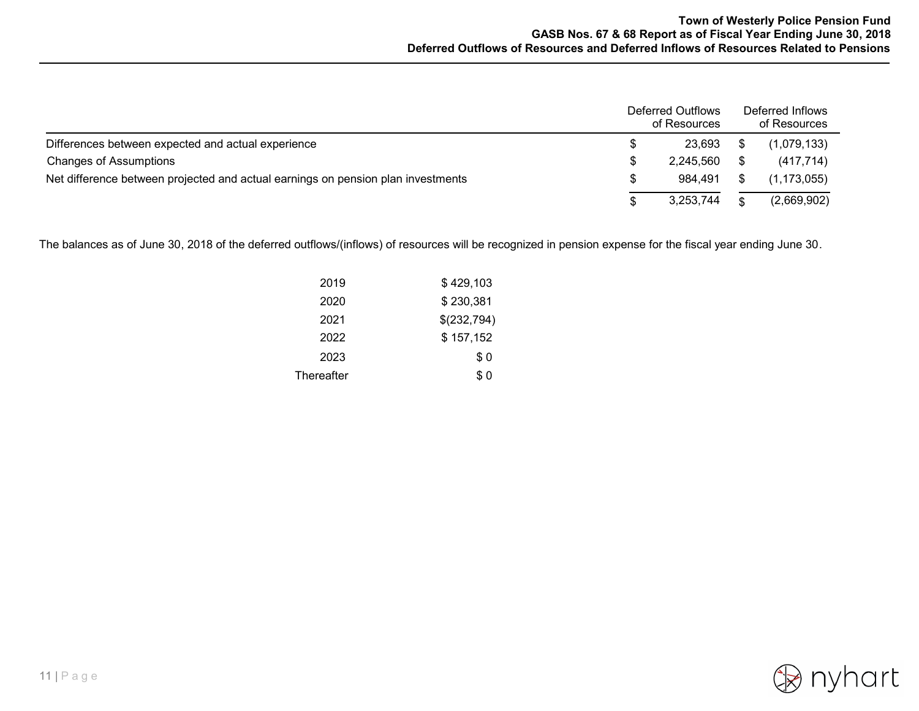# Deferred Outflows of Resources and Deferred Inflows of Resources Related to Pensions

| | Deferred Outflows of Resources | Deferred Inflows of Resources |
|---|---|---|
| Differences between expected and actual experience | $ 23,693 | $ (1,079,133) |
| Changes of Assumptions | $ 2,245,560 | $ (417,714) |
| Net difference between projected and actual earnings on pension plan investments | $ 984,491 | $ (1,173,055) |
| | $ 3,253,744 | $ (2,669,902) |

The balances as of June 30, 2018 of the deferred outflows/(inflows) of resources will be recognized in pension expense for the fiscal year ending June 30.

| | |
|---|---|
| 2019 | $ 429,103 |
| 2020 | $ 230,381 |
| 2021 | $(232,794) |
| 2022 | $ 157,152 |
| 2023 | $ 0 |
| Thereafter | $ 0 |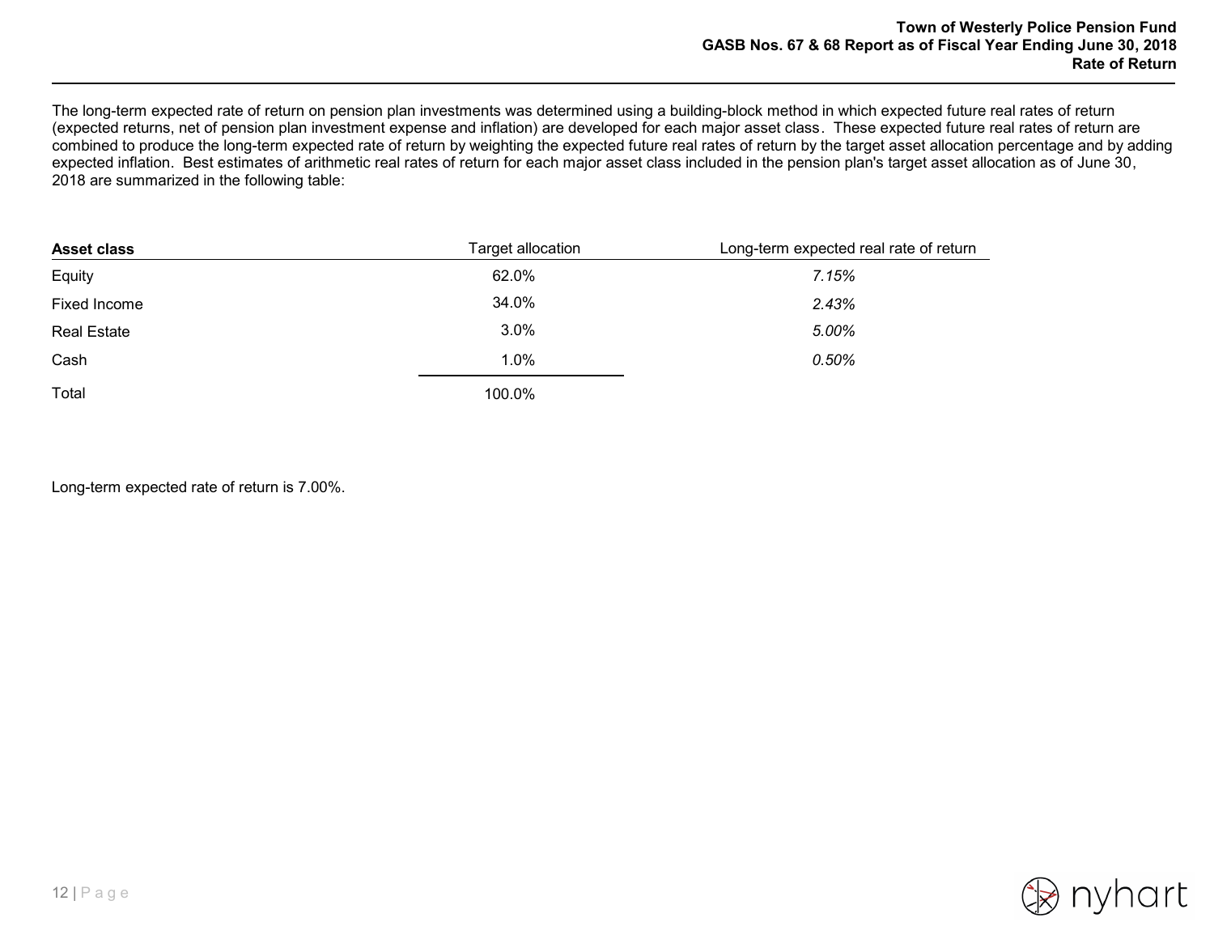The long-term expected rate of return on pension plan investments was determined using a building-block method in which expected future real rates of return (expected returns, net of pension plan investment expense and inflation) are developed for each major asset class. These expected future real rates of return are combined to produce the long-term expected rate of return by weighting the expected future real rates of return by the target asset allocation percentage and by adding expected inflation. Best estimates of arithmetic real rates of return for each major asset class included in the pension plan's target asset allocation as of June 30, 2018 are summarized in the following table:

| **Asset class** | Target allocation | Long-term expected real rate of return |
|---|---|---|
| Equity | 62.0% | *7.15%* |
| Fixed Income | 34.0% | *2.43%* |
| Real Estate | 3.0% | *5.00%* |
| Cash | 1.0% | *0.50%* |
| Total | 100.0% | |

Long-term expected rate of return is 7.00%.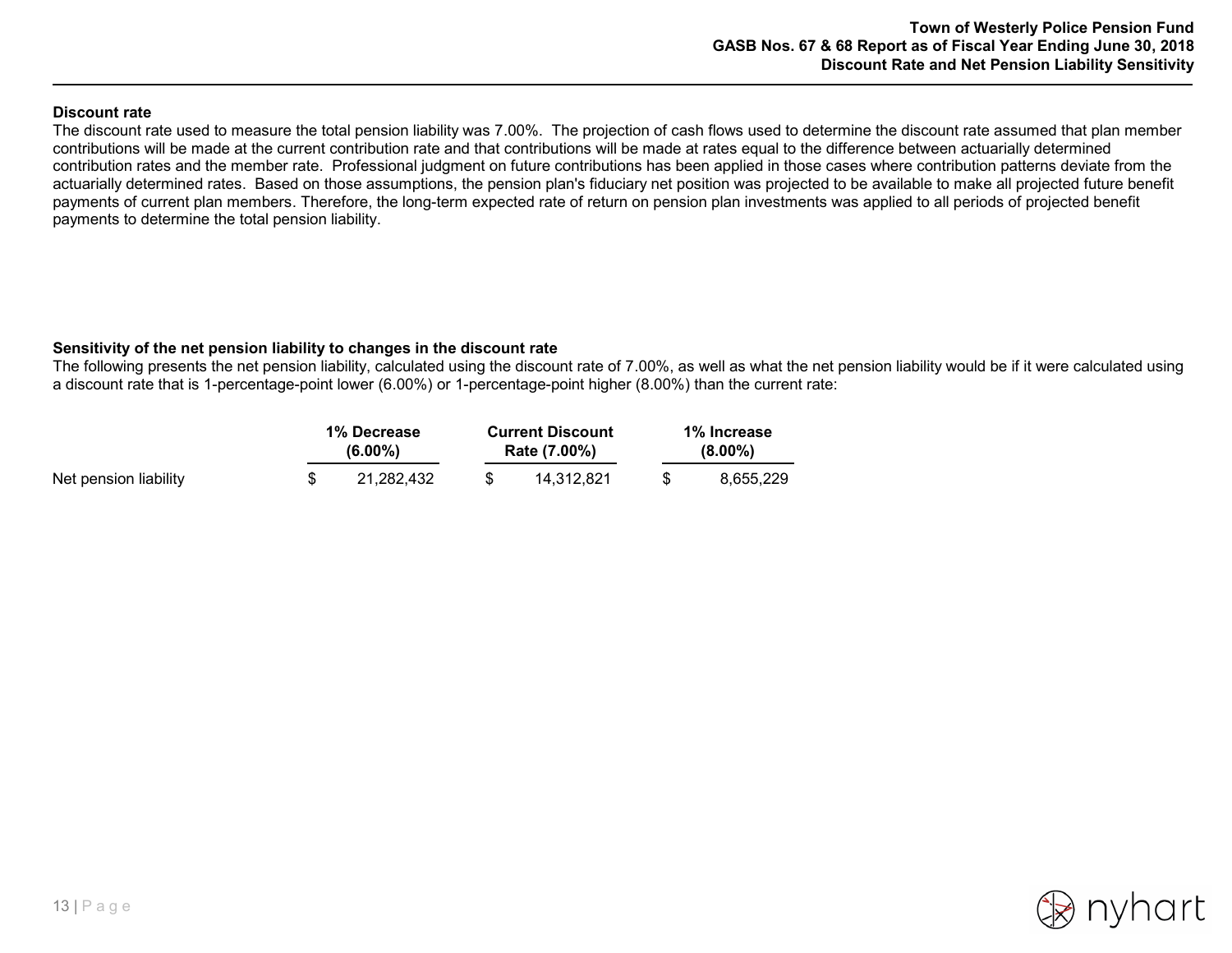### Discount rate

The discount rate used to measure the total pension liability was 7.00%. The projection of cash flows used to determine the discount rate assumed that plan member contributions will be made at the current contribution rate and that contributions will be made at rates equal to the difference between actuarially determined contribution rates and the member rate. Professional judgment on future contributions has been applied in those cases where contribution patterns deviate from the actuarially determined rates. Based on those assumptions, the pension plan's fiduciary net position was projected to be available to make all projected future benefit payments of current plan members. Therefore, the long-term expected rate of return on pension plan investments was applied to all periods of projected benefit payments to determine the total pension liability.

### Sensitivity of the net pension liability to changes in the discount rate

The following presents the net pension liability, calculated using the discount rate of 7.00%, as well as what the net pension liability would be if it were calculated using a discount rate that is 1-percentage-point lower (6.00%) or 1-percentage-point higher (8.00%) than the current rate:

| | 1% Decrease (6.00%) | Current Discount Rate (7.00%) | 1% Increase (8.00%) |
|---|---|---|---|
| Net pension liability | $ 21,282,432 | $ 14,312,821 | $ 8,655,229 |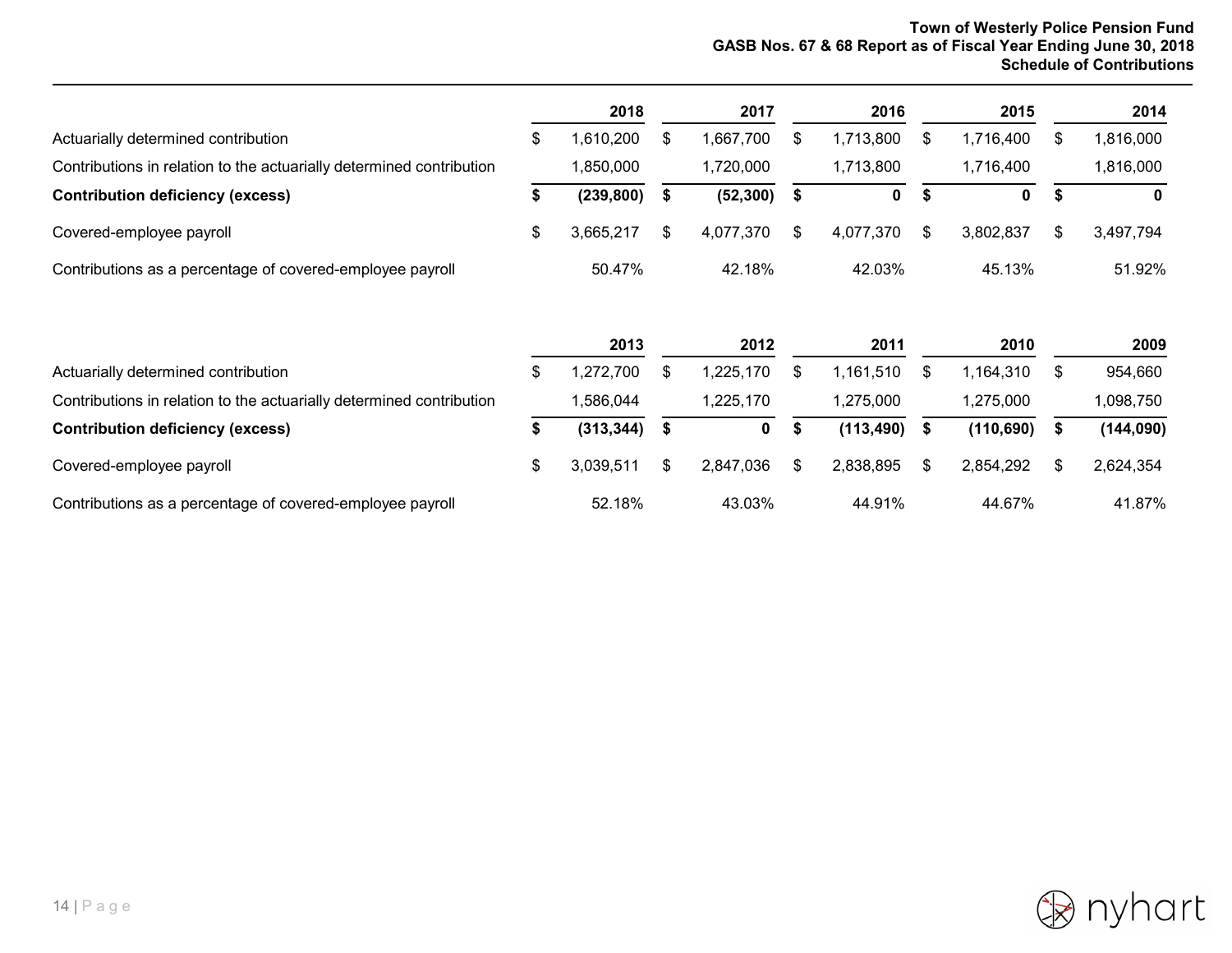# Town of Westerly Police Pension Fund
## GASB Nos. 67 & 68 Report as of Fiscal Year Ending June 30, 2018
## Schedule of Contributions

| | 2018 | 2017 | 2016 | 2015 | 2014 |
|---|---|---|---|---|---|
| Actuarially determined contribution | $ 1,610,200 | $ 1,667,700 | $ 1,713,800 | $ 1,716,400 | $ 1,816,000 |
| Contributions in relation to the actuarially determined contribution | 1,850,000 | 1,720,000 | 1,713,800 | 1,716,400 | 1,816,000 |
| **Contribution deficiency (excess)** | **$ (239,800)** | **$ (52,300)** | **$ 0** | **$ 0** | **$ 0** |
| Covered-employee payroll | $ 3,665,217 | $ 4,077,370 | $ 4,077,370 | $ 3,802,837 | $ 3,497,794 |
| Contributions as a percentage of covered-employee payroll | 50.47% | 42.18% | 42.03% | 45.13% | 51.92% |

| | 2013 | 2012 | 2011 | 2010 | 2009 |
|---|---|---|---|---|---|
| Actuarially determined contribution | $ 1,272,700 | $ 1,225,170 | $ 1,161,510 | $ 1,164,310 | $ 954,660 |
| Contributions in relation to the actuarially determined contribution | 1,586,044 | 1,225,170 | 1,275,000 | 1,275,000 | 1,098,750 |
| **Contribution deficiency (excess)** | **$ (313,344)** | **$ 0** | **$ (113,490)** | **$ (110,690)** | **$ (144,090)** |
| Covered-employee payroll | $ 3,039,511 | $ 2,847,036 | $ 2,838,895 | $ 2,854,292 | $ 2,624,354 |
| Contributions as a percentage of covered-employee payroll | 52.18% | 43.03% | 44.91% | 44.67% | 41.87% |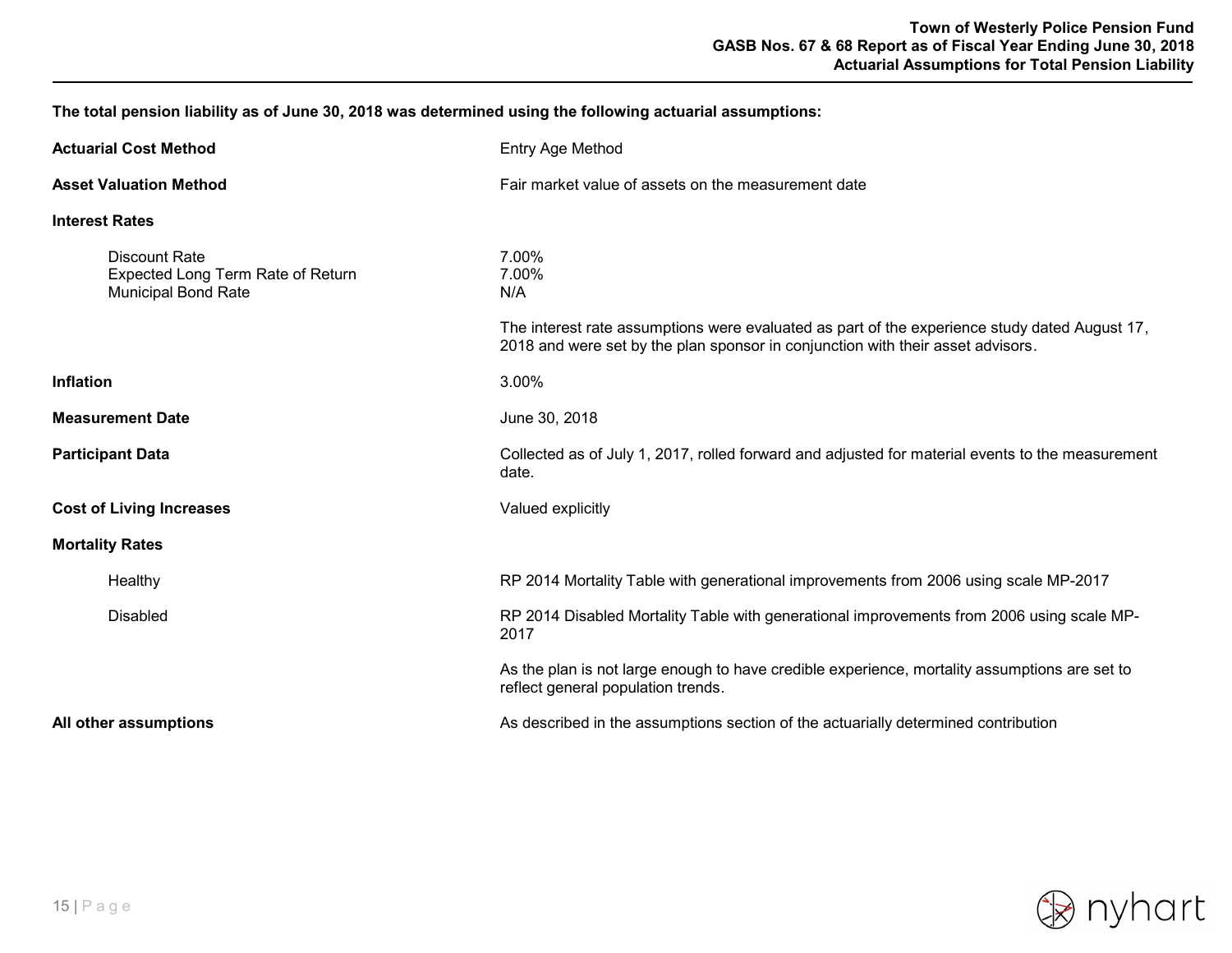**The total pension liability as of June 30, 2018 was determined using the following actuarial assumptions:**

| | |
|---|---|
| **Actuarial Cost Method** | Entry Age Method |
| **Asset Valuation Method** | Fair market value of assets on the measurement date |
| **Interest Rates** | |
| Discount Rate | 7.00% |
| Expected Long Term Rate of Return | 7.00% |
| Municipal Bond Rate | N/A |
| | The interest rate assumptions were evaluated as part of the experience study dated August 17, 2018 and were set by the plan sponsor in conjunction with their asset advisors. |
| **Inflation** | 3.00% |
| **Measurement Date** | June 30, 2018 |
| **Participant Data** | Collected as of July 1, 2017, rolled forward and adjusted for material events to the measurement date. |
| **Cost of Living Increases** | Valued explicitly |
| **Mortality Rates** | |
| Healthy | RP 2014 Mortality Table with generational improvements from 2006 using scale MP-2017 |
| Disabled | RP 2014 Disabled Mortality Table with generational improvements from 2006 using scale MP-2017 |
| | As the plan is not large enough to have credible experience, mortality assumptions are set to reflect general population trends. |
| **All other assumptions** | As described in the assumptions section of the actuarially determined contribution |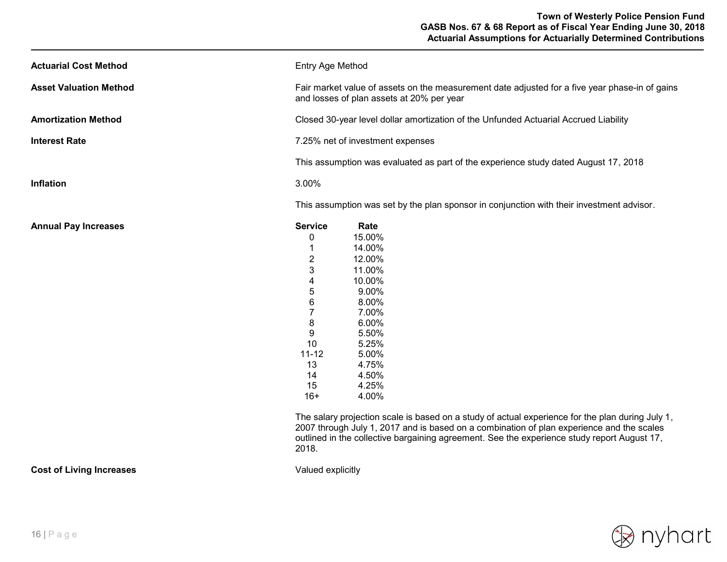**Actuarial Cost Method**

Entry Age Method

**Asset Valuation Method**

Fair market value of assets on the measurement date adjusted for a five year phase-in of gains and losses of plan assets at 20% per year

**Amortization Method**

Closed 30-year level dollar amortization of the Unfunded Actuarial Accrued Liability

**Interest Rate**

7.25% net of investment expenses

This assumption was evaluated as part of the experience study dated August 17, 2018

**Inflation**

3.00%

This assumption was set by the plan sponsor in conjunction with their investment advisor.

**Annual Pay Increases**

| Service | Rate |
|---|---|
| 0 | 15.00% |
| 1 | 14.00% |
| 2 | 12.00% |
| 3 | 11.00% |
| 4 | 10.00% |
| 5 | 9.00% |
| 6 | 8.00% |
| 7 | 7.00% |
| 8 | 6.00% |
| 9 | 5.50% |
| 10 | 5.25% |
| 11-12 | 5.00% |
| 13 | 4.75% |
| 14 | 4.50% |
| 15 | 4.25% |
| 16+ | 4.00% |

The salary projection scale is based on a study of actual experience for the plan during July 1, 2007 through July 1, 2017 and is based on a combination of plan experience and the scales outlined in the collective bargaining agreement. See the experience study report August 17, 2018.

**Cost of Living Increases**

Valued explicitly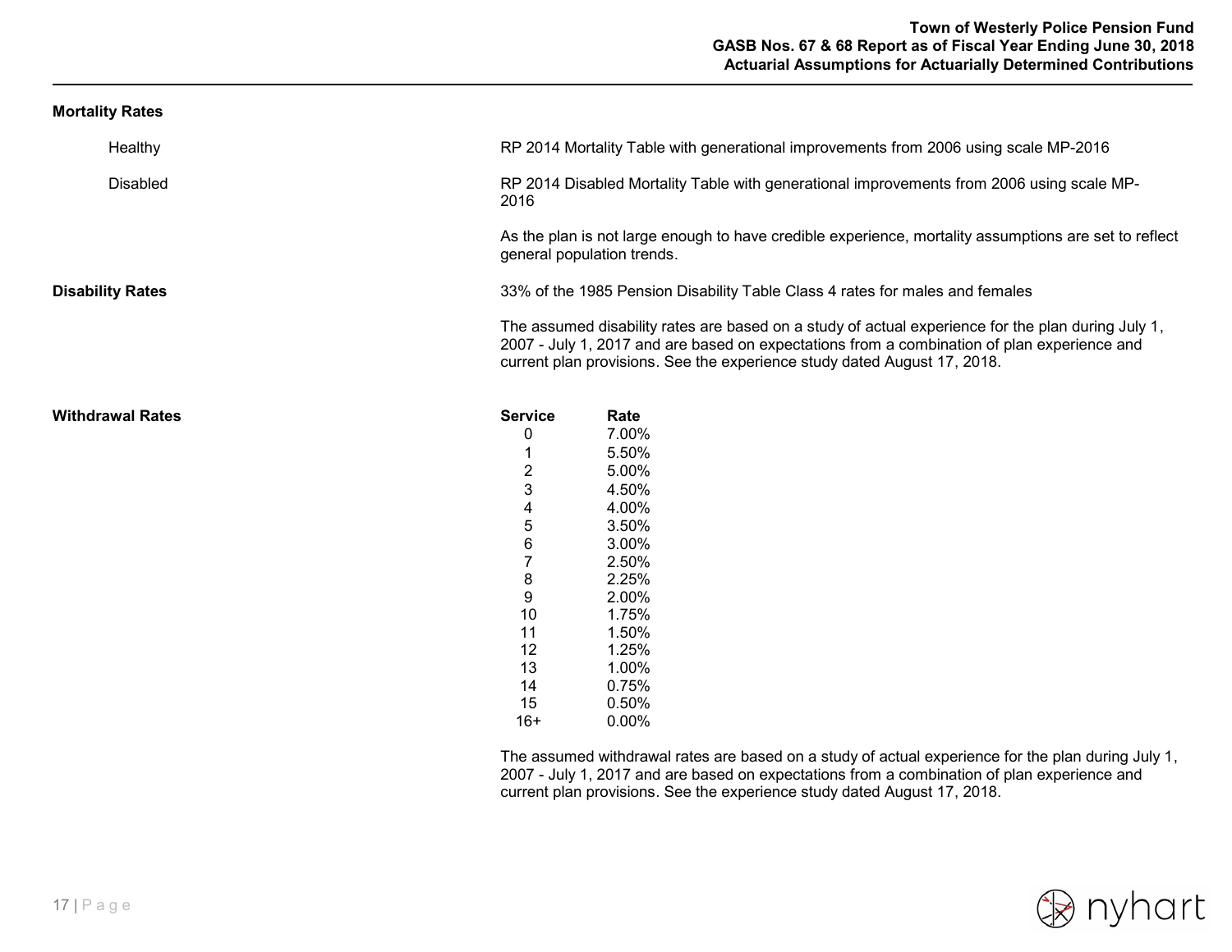### Mortality Rates

**Healthy**

RP 2014 Mortality Table with generational improvements from 2006 using scale MP-2016

**Disabled**

RP 2014 Disabled Mortality Table with generational improvements from 2006 using scale MP-2016

As the plan is not large enough to have credible experience, mortality assumptions are set to reflect general population trends.

### Disability Rates

33% of the 1985 Pension Disability Table Class 4 rates for males and females

The assumed disability rates are based on a study of actual experience for the plan during July 1, 2007 - July 1, 2017 and are based on expectations from a combination of plan experience and current plan provisions. See the experience study dated August 17, 2018.

### Withdrawal Rates

| Service | Rate |
|---|---|
| 0 | 7.00% |
| 1 | 5.50% |
| 2 | 5.00% |
| 3 | 4.50% |
| 4 | 4.00% |
| 5 | 3.50% |
| 6 | 3.00% |
| 7 | 2.50% |
| 8 | 2.25% |
| 9 | 2.00% |
| 10 | 1.75% |
| 11 | 1.50% |
| 12 | 1.25% |
| 13 | 1.00% |
| 14 | 0.75% |
| 15 | 0.50% |
| 16+ | 0.00% |

The assumed withdrawal rates are based on a study of actual experience for the plan during July 1, 2007 - July 1, 2017 and are based on expectations from a combination of plan experience and current plan provisions. See the experience study dated August 17, 2018.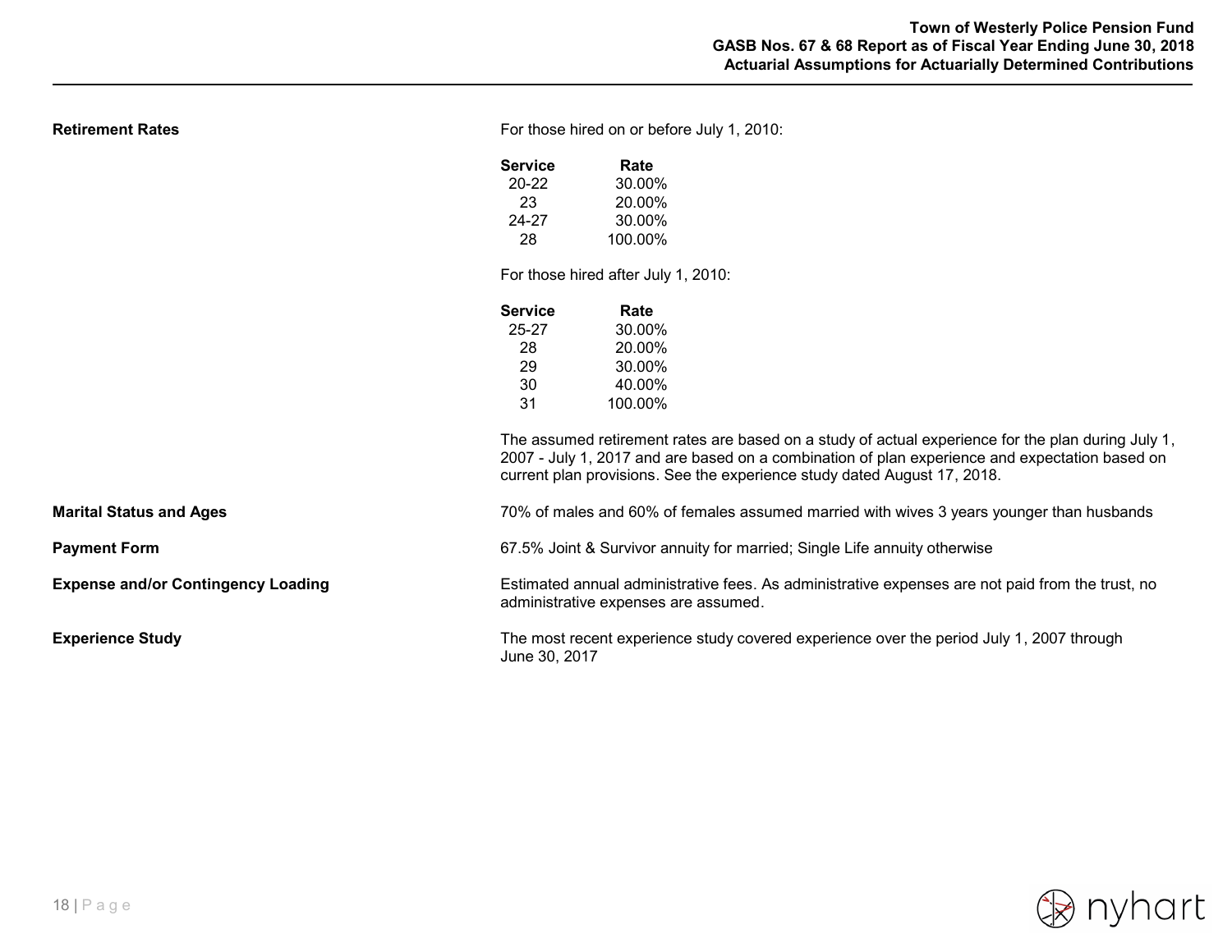**Retirement Rates**

For those hired on or before July 1, 2010:

| Service | Rate |
|---|---|
| 20-22 | 30.00% |
| 23 | 20.00% |
| 24-27 | 30.00% |
| 28 | 100.00% |

For those hired after July 1, 2010:

| Service | Rate |
|---|---|
| 25-27 | 30.00% |
| 28 | 20.00% |
| 29 | 30.00% |
| 30 | 40.00% |
| 31 | 100.00% |

The assumed retirement rates are based on a study of actual experience for the plan during July 1, 2007 - July 1, 2017 and are based on a combination of plan experience and expectation based on current plan provisions. See the experience study dated August 17, 2018.

**Marital Status and Ages**

70% of males and 60% of females assumed married with wives 3 years younger than husbands

**Payment Form**

67.5% Joint & Survivor annuity for married; Single Life annuity otherwise

**Expense and/or Contingency Loading**

Estimated annual administrative fees. As administrative expenses are not paid from the trust, no administrative expenses are assumed.

**Experience Study**

The most recent experience study covered experience over the period July 1, 2007 through June 30, 2017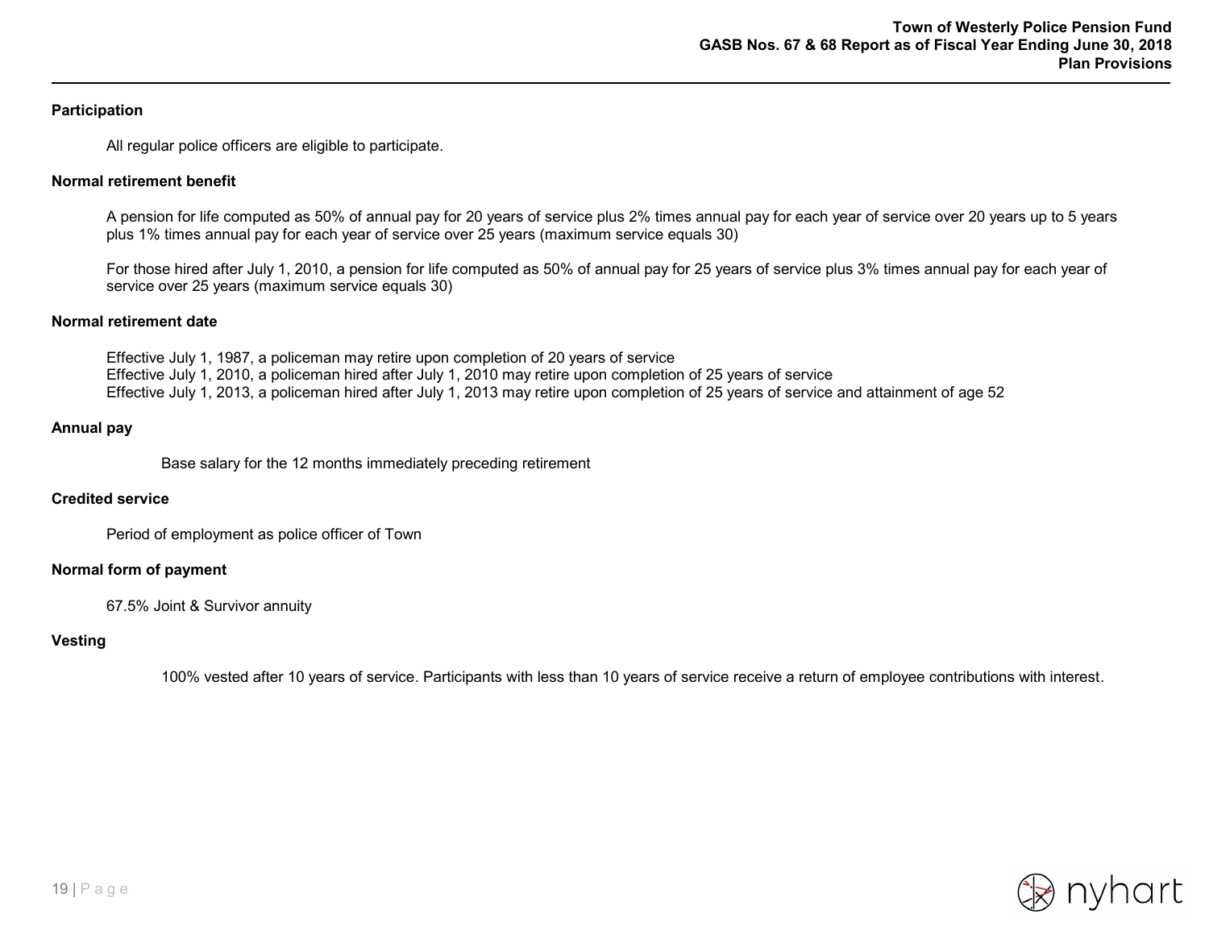## Participation

All regular police officers are eligible to participate.

## Normal retirement benefit

A pension for life computed as 50% of annual pay for 20 years of service plus 2% times annual pay for each year of service over 20 years up to 5 years plus 1% times annual pay for each year of service over 25 years (maximum service equals 30)

For those hired after July 1, 2010, a pension for life computed as 50% of annual pay for 25 years of service plus 3% times annual pay for each year of service over 25 years (maximum service equals 30)

## Normal retirement date

Effective July 1, 1987, a policeman may retire upon completion of 20 years of service
Effective July 1, 2010, a policeman hired after July 1, 2010 may retire upon completion of 25 years of service
Effective July 1, 2013, a policeman hired after July 1, 2013 may retire upon completion of 25 years of service and attainment of age 52

## Annual pay

Base salary for the 12 months immediately preceding retirement

## Credited service

Period of employment as police officer of Town

## Normal form of payment

67.5% Joint & Survivor annuity

## Vesting

100% vested after 10 years of service. Participants with less than 10 years of service receive a return of employee contributions with interest.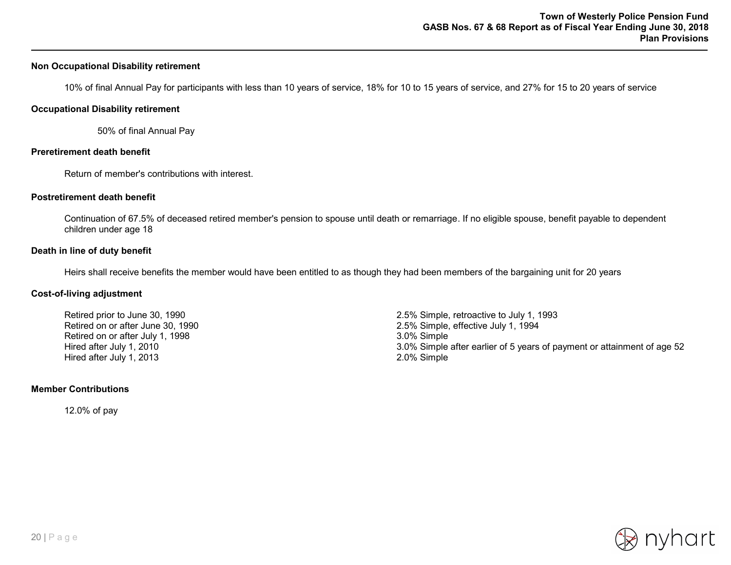**Non Occupational Disability retirement**

10% of final Annual Pay for participants with less than 10 years of service, 18% for 10 to 15 years of service, and 27% for 15 to 20 years of service

**Occupational Disability retirement**

50% of final Annual Pay

**Preretirement death benefit**

Return of member's contributions with interest.

**Postretirement death benefit**

Continuation of 67.5% of deceased retired member's pension to spouse until death or remarriage. If no eligible spouse, benefit payable to dependent children under age 18

**Death in line of duty benefit**

Heirs shall receive benefits the member would have been entitled to as though they had been members of the bargaining unit for 20 years

**Cost-of-living adjustment**

| | |
|---|---|
| Retired prior to June 30, 1990 | 2.5% Simple, retroactive to July 1, 1993 |
| Retired on or after June 30, 1990 | 2.5% Simple, effective July 1, 1994 |
| Retired on or after July 1, 1998 | 3.0% Simple |
| Hired after July 1, 2010 | 3.0% Simple after earlier of 5 years of payment or attainment of age 52 |
| Hired after July 1, 2013 | 2.0% Simple |

**Member Contributions**

12.0% of pay